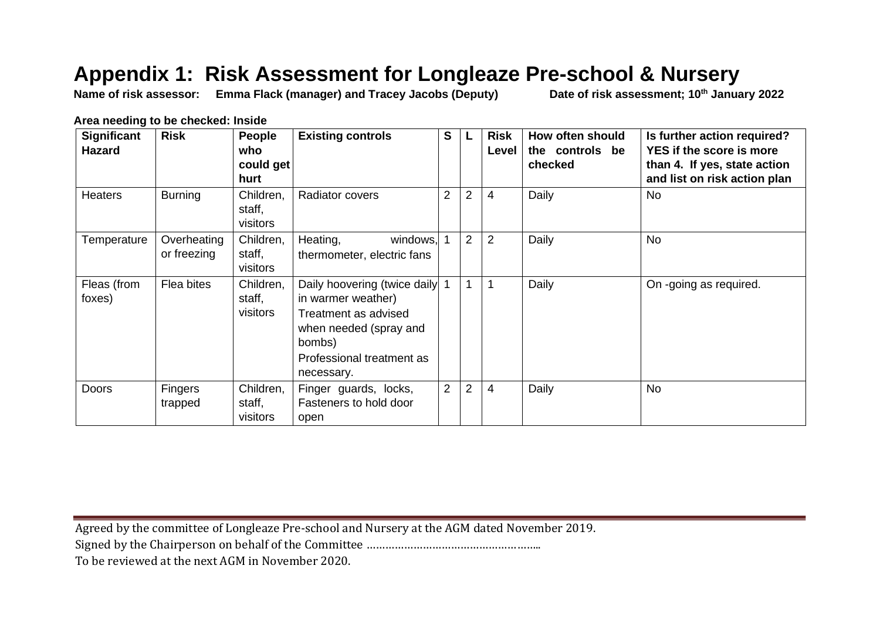# Appendix 1: Risk Assessment for Longleaze Pre-school & Nursery

**Name of risk assessor: Emma Flack (manager) and Tracey Jacobs (Deputy)** **Date of risk assessment; 10th January 2022**

**Area needing to be checked: Inside**

| Significant Hazard | Risk | People who could get hurt | Existing controls | S | L | Risk Level | How often should the controls be checked | Is further action required? YES if the score is more than 4. If yes, state action and list on risk action plan |
|---|---|---|---|---|---|---|---|---|
| Heaters | Burning | Children, staff, visitors | Radiator covers | 2 | 2 | 4 | Daily | No |
| Temperature | Overheating or freezing | Children, staff, visitors | Heating, windows, thermometer, electric fans | 1 | 2 | 2 | Daily | No |
| Fleas (from foxes) | Flea bites | Children, staff, visitors | Daily hoovering (twice daily in warmer weather)<br>Treatment as advised when needed (spray and bombs)<br>Professional treatment as necessary. | 1 | 1 | 1 | Daily | On -going as required. |
| Doors | Fingers trapped | Children, staff, visitors | Finger guards, locks, Fasteners to hold door open | 2 | 2 | 4 | Daily | No |

Agreed by the committee of Longleaze Pre-school and Nursery at the AGM dated November 2019.

Signed by the Chairperson on behalf of the Committee ………………………………………………..

To be reviewed at the next AGM in November 2020.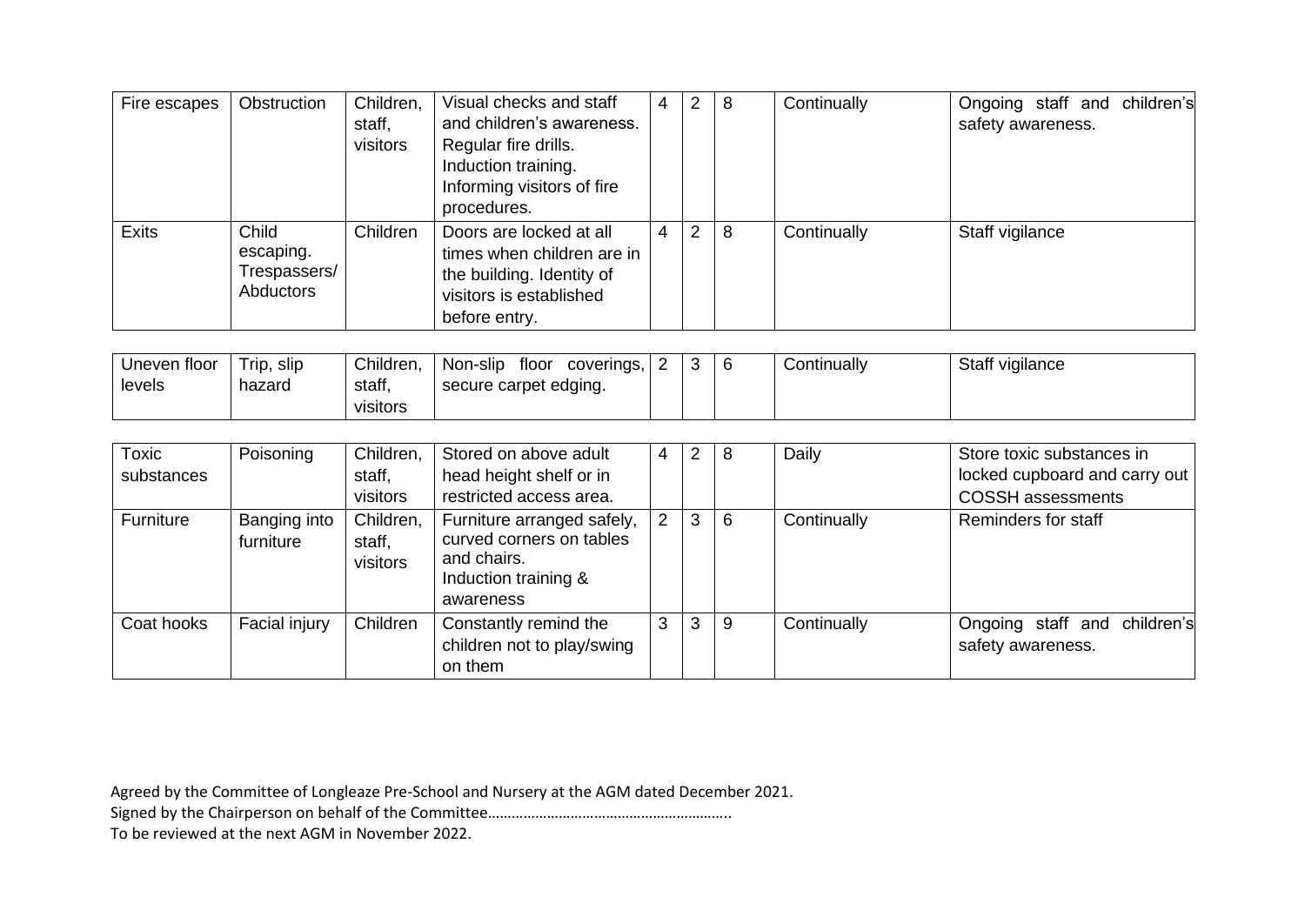| | | | | | | | | |
|---|---|---|---|---|---|---|---|---|
| Fire escapes | Obstruction | Children, staff, visitors | Visual checks and staff and children's awareness. Regular fire drills. Induction training. Informing visitors of fire procedures. | 4 | 2 | 8 | Continually | Ongoing staff and children's safety awareness. |
| Exits | Child escaping. Trespassers/ Abductors | Children | Doors are locked at all times when children are in the building. Identity of visitors is established before entry. | 4 | 2 | 8 | Continually | Staff vigilance |
| Uneven floor levels | Trip, slip hazard | Children, staff, visitors | Non-slip floor coverings, secure carpet edging. | 2 | 3 | 6 | Continually | Staff vigilance |
| Toxic substances | Poisoning | Children, staff, visitors | Stored on above adult head height shelf or in restricted access area. | 4 | 2 | 8 | Daily | Store toxic substances in locked cupboard and carry out COSSH assessments |
| Furniture | Banging into furniture | Children, staff, visitors | Furniture arranged safely, curved corners on tables and chairs. Induction training & awareness | 2 | 3 | 6 | Continually | Reminders for staff |
| Coat hooks | Facial injury | Children | Constantly remind the children not to play/swing on them | 3 | 3 | 9 | Continually | Ongoing staff and children's safety awareness. |

Agreed by the Committee of Longleaze Pre-School and Nursery at the AGM dated December 2021.
Signed by the Chairperson on behalf of the Committee…………………………………………………..
To be reviewed at the next AGM in November 2022.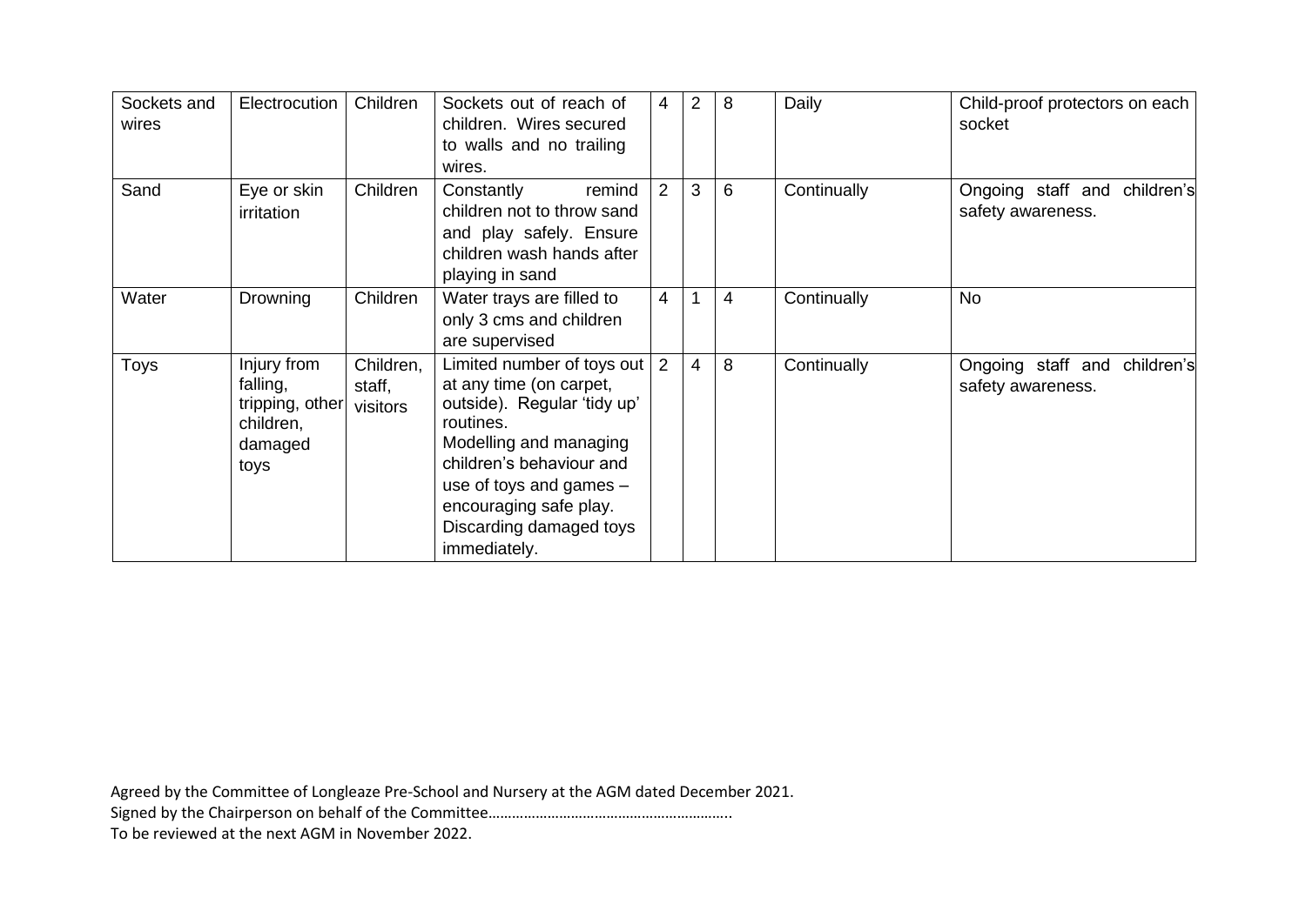| | | | | | | | | |
|---|---|---|---|---|---|---|---|---|
| Sockets and wires | Electrocution | Children | Sockets out of reach of children. Wires secured to walls and no trailing wires. | 4 | 2 | 8 | Daily | Child-proof protectors on each socket |
| Sand | Eye or skin irritation | Children | Constantly remind children not to throw sand and play safely. Ensure children wash hands after playing in sand | 2 | 3 | 6 | Continually | Ongoing staff and children's safety awareness. |
| Water | Drowning | Children | Water trays are filled to only 3 cms and children are supervised | 4 | 1 | 4 | Continually | No |
| Toys | Injury from falling, tripping, other children, damaged toys | Children, staff, visitors | Limited number of toys out at any time (on carpet, outside). Regular 'tidy up' routines. Modelling and managing children's behaviour and use of toys and games – encouraging safe play. Discarding damaged toys immediately. | 2 | 4 | 8 | Continually | Ongoing staff and children's safety awareness. |

Agreed by the Committee of Longleaze Pre-School and Nursery at the AGM dated December 2021.
Signed by the Chairperson on behalf of the Committee……………………………………………………..
To be reviewed at the next AGM in November 2022.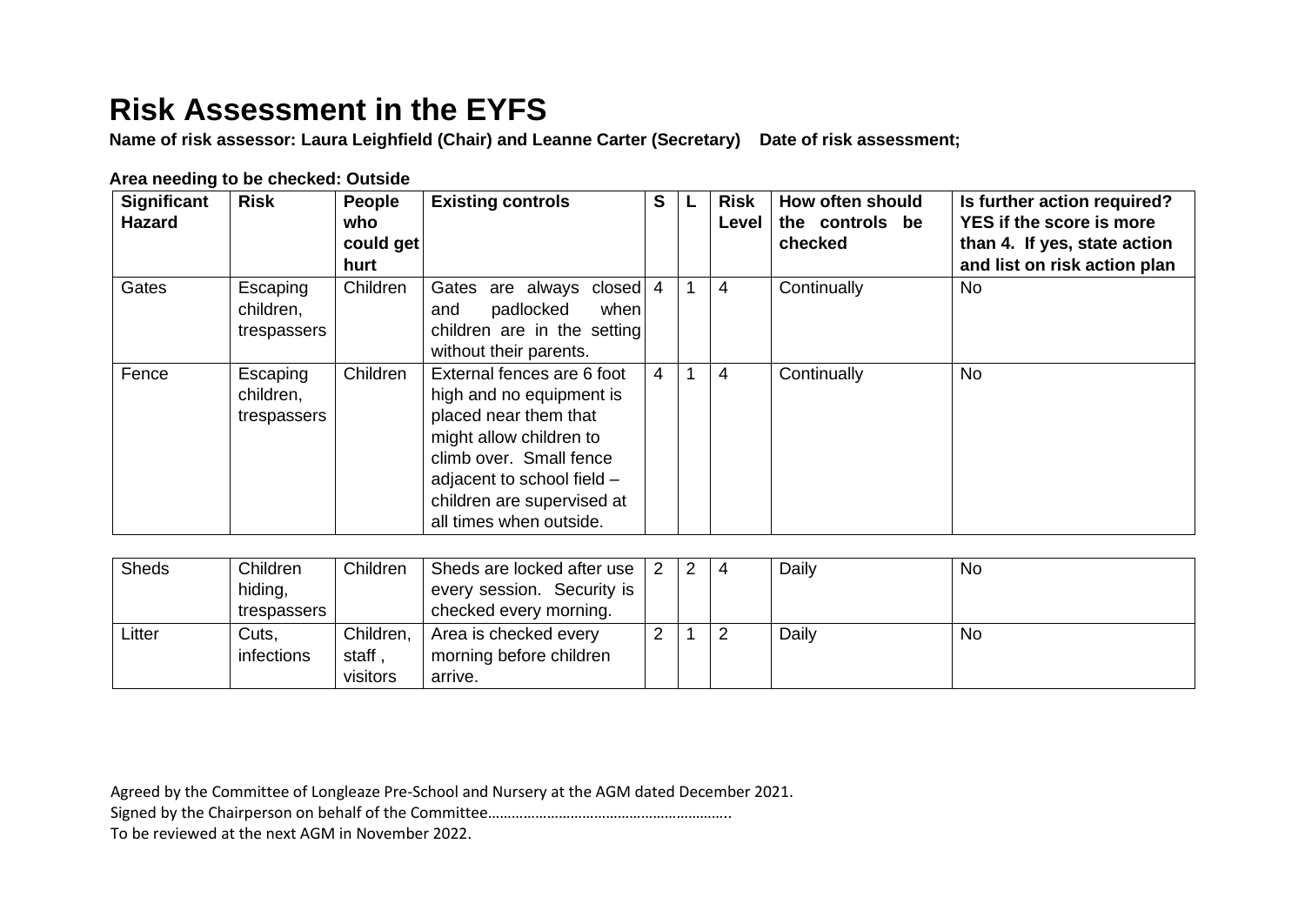# Risk Assessment in the EYFS

**Name of risk assessor: Laura Leighfield (Chair) and Leanne Carter (Secretary) Date of risk assessment;**

**Area needing to be checked: Outside**

| Significant Hazard | Risk | People who could get hurt | Existing controls | S | L | Risk Level | How often should the controls be checked | Is further action required? YES if the score is more than 4. If yes, state action and list on risk action plan |
|---|---|---|---|---|---|---|---|---|
| Gates | Escaping children, trespassers | Children | Gates are always closed and padlocked when children are in the setting without their parents. | 4 | 1 | 4 | Continually | No |
| Fence | Escaping children, trespassers | Children | External fences are 6 foot high and no equipment is placed near them that might allow children to climb over. Small fence adjacent to school field – children are supervised at all times when outside. | 4 | 1 | 4 | Continually | No |
| Sheds | Children hiding, trespassers | Children | Sheds are locked after use every session. Security is checked every morning. | 2 | 2 | 4 | Daily | No |
| Litter | Cuts, infections | Children, staff , visitors | Area is checked every morning before children arrive. | 2 | 1 | 2 | Daily | No |

Agreed by the Committee of Longleaze Pre-School and Nursery at the AGM dated December 2021.
Signed by the Chairperson on behalf of the Committee…………………………………………………..
To be reviewed at the next AGM in November 2022.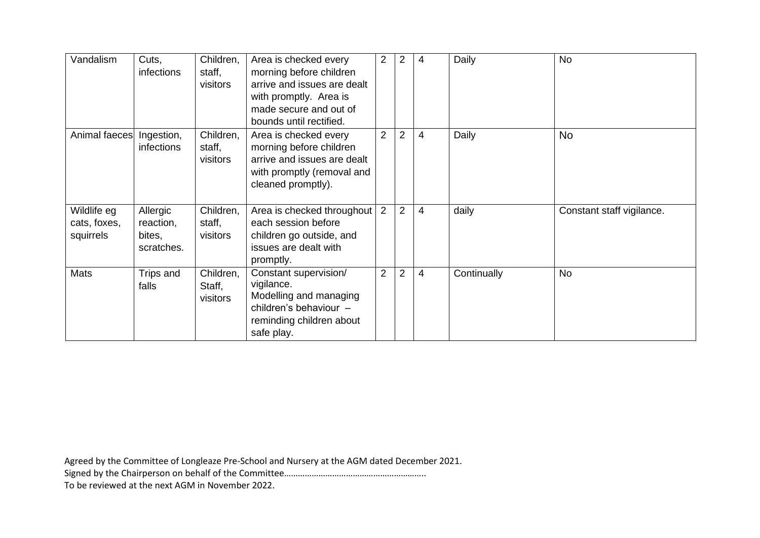| Vandalism | Cuts, infections | Children, staff, visitors | Area is checked every morning before children arrive and issues are dealt with promptly. Area is made secure and out of bounds until rectified. | 2 | 2 | 4 | Daily | No |
|---|---|---|---|---|---|---|---|---|
| Animal faeces | Ingestion, infections | Children, staff, visitors | Area is checked every morning before children arrive and issues are dealt with promptly (removal and cleaned promptly). | 2 | 2 | 4 | Daily | No |
| Wildlife eg cats, foxes, squirrels | Allergic reaction, bites, scratches. | Children, staff, visitors | Area is checked throughout each session before children go outside, and issues are dealt with promptly. | 2 | 2 | 4 | daily | Constant staff vigilance. |
| Mats | Trips and falls | Children, Staff, visitors | Constant supervision/ vigilance. Modelling and managing children's behaviour – reminding children about safe play. | 2 | 2 | 4 | Continually | No |

Agreed by the Committee of Longleaze Pre-School and Nursery at the AGM dated December 2021.
Signed by the Chairperson on behalf of the Committee……………………………………………………..
To be reviewed at the next AGM in November 2022.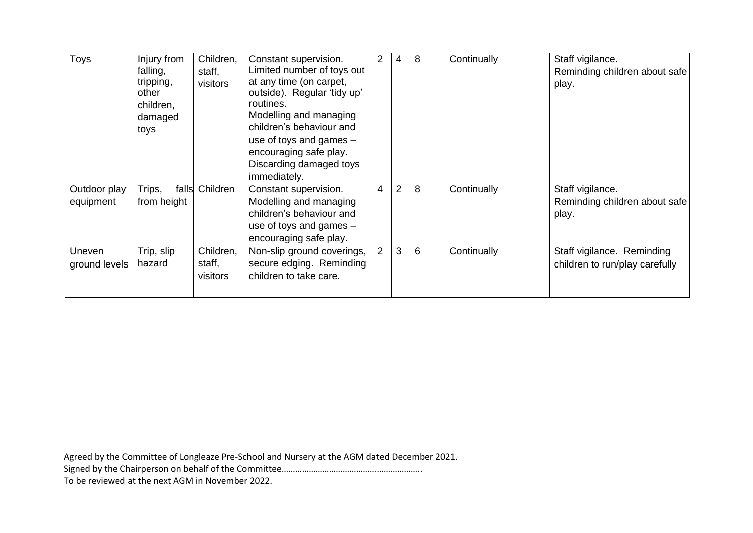| Toys | Injury from falling, tripping, other children, damaged toys | Children, staff, visitors | Constant supervision. Limited number of toys out at any time (on carpet, outside). Regular 'tidy up' routines. Modelling and managing children's behaviour and use of toys and games – encouraging safe play. Discarding damaged toys immediately. | 2 | 4 | 8 | Continually | Staff vigilance. Reminding children about safe play. |
|---|---|---|---|---|---|---|---|---|
| Outdoor play equipment | Trips, falls from height | Children | Constant supervision. Modelling and managing children's behaviour and use of toys and games – encouraging safe play. | 4 | 2 | 8 | Continually | Staff vigilance. Reminding children about safe play. |
| Uneven ground levels | Trip, slip hazard | Children, staff, visitors | Non-slip ground coverings, secure edging. Reminding children to take care. | 2 | 3 | 6 | Continually | Staff vigilance. Reminding children to run/play carefully |
| | | | | | | | | |

Agreed by the Committee of Longleaze Pre-School and Nursery at the AGM dated December 2021.
Signed by the Chairperson on behalf of the Committee……………………………………………………..
To be reviewed at the next AGM in November 2022.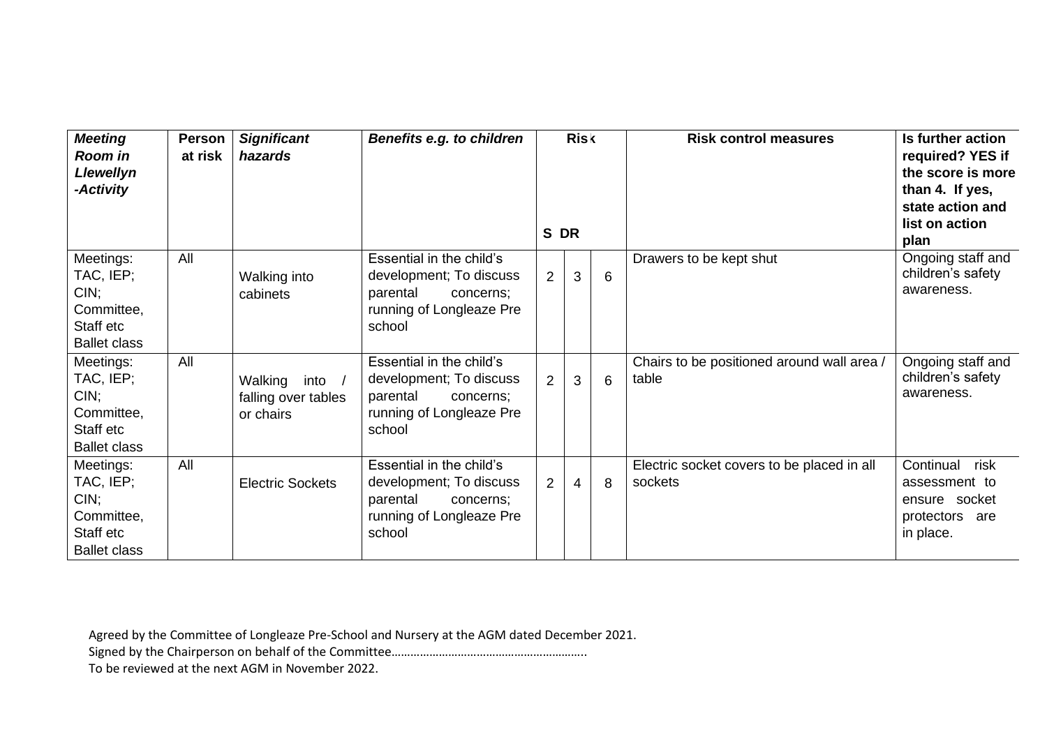| *Meeting Room in Llewellyn -Activity* | **Person at risk** | *Significant hazards* | *Benefits e.g. to children* | **Risk** S | DR | | **Risk control measures** | **Is further action required? YES if the score is more than 4. If yes, state action and list on action plan** |
|---|---|---|---|---|---|---|---|---|
| Meetings: TAC, IEP; CIN; Committee, Staff etc Ballet class | All | Walking into cabinets | Essential in the child's development; To discuss parental concerns; running of Longleaze Pre school | 2 | 3 | 6 | Drawers to be kept shut | Ongoing staff and children's safety awareness. |
| Meetings: TAC, IEP; CIN; Committee, Staff etc Ballet class | All | Walking into / falling over tables or chairs | Essential in the child's development; To discuss parental concerns; running of Longleaze Pre school | 2 | 3 | 6 | Chairs to be positioned around wall area / table | Ongoing staff and children's safety awareness. |
| Meetings: TAC, IEP; CIN; Committee, Staff etc Ballet class | All | Electric Sockets | Essential in the child's development; To discuss parental concerns; running of Longleaze Pre school | 2 | 4 | 8 | Electric socket covers to be placed in all sockets | Continual risk assessment to ensure socket protectors are in place. |

Agreed by the Committee of Longleaze Pre-School and Nursery at the AGM dated December 2021.
Signed by the Chairperson on behalf of the Committee……………………………………………………..
To be reviewed at the next AGM in November 2022.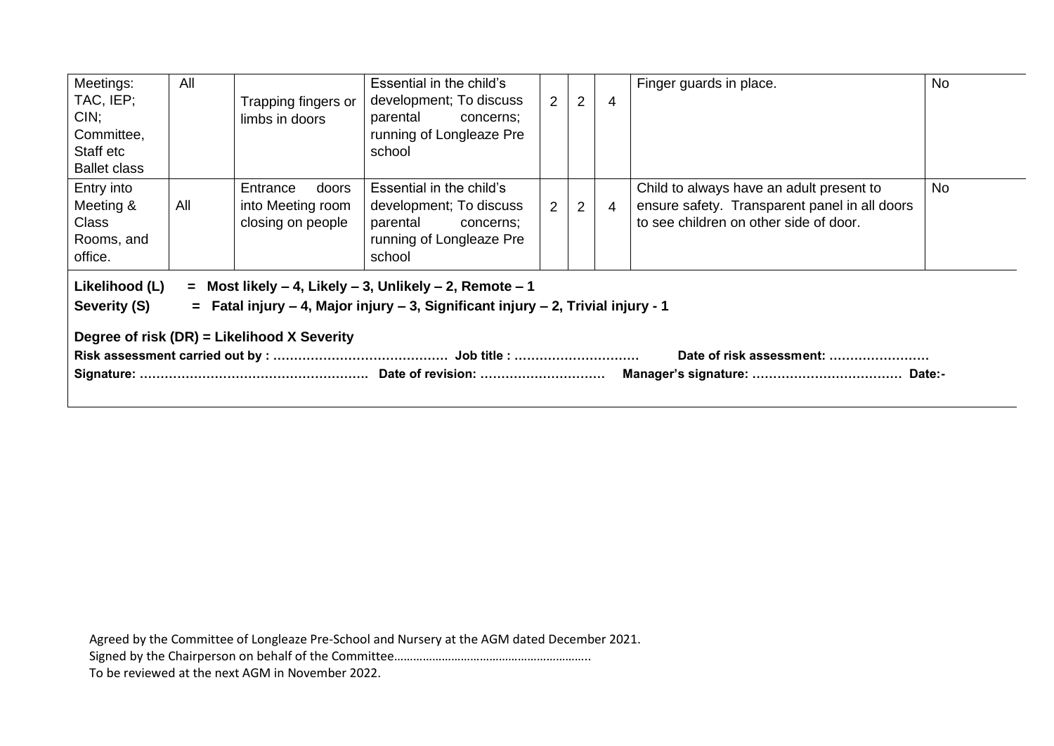| Meetings: TAC, IEP; CIN; Committee, Staff etc Ballet class | All | Trapping fingers or limbs in doors | Essential in the child's development; To discuss parental concerns; running of Longleaze Pre school | 2 | 2 | 4 | Finger guards in place. | No |
|---|---|---|---|---|---|---|---|---|
| Entry into Meeting & Class Rooms, and office. | All | Entrance doors into Meeting room closing on people | Essential in the child's development; To discuss parental concerns; running of Longleaze Pre school | 2 | 2 | 4 | Child to always have an adult present to ensure safety. Transparent panel in all doors to see children on other side of door. | No |

**Likelihood (L) = Most likely – 4, Likely – 3, Unlikely – 2, Remote – 1**

**Severity (S) = Fatal injury – 4, Major injury – 3, Significant injury – 2, Trivial injury - 1**

**Degree of risk (DR) = Likelihood X Severity**

**Risk assessment carried out by : …………………………………… Job title : ……………………… Date of risk assessment: ……………………**

**Signature: ………………………………………………. Date of revision: ……………………… Manager's signature: ……………………………… Date:-**

Agreed by the Committee of Longleaze Pre-School and Nursery at the AGM dated December 2021.
Signed by the Chairperson on behalf of the Committee…………………………………………………..
To be reviewed at the next AGM in November 2022.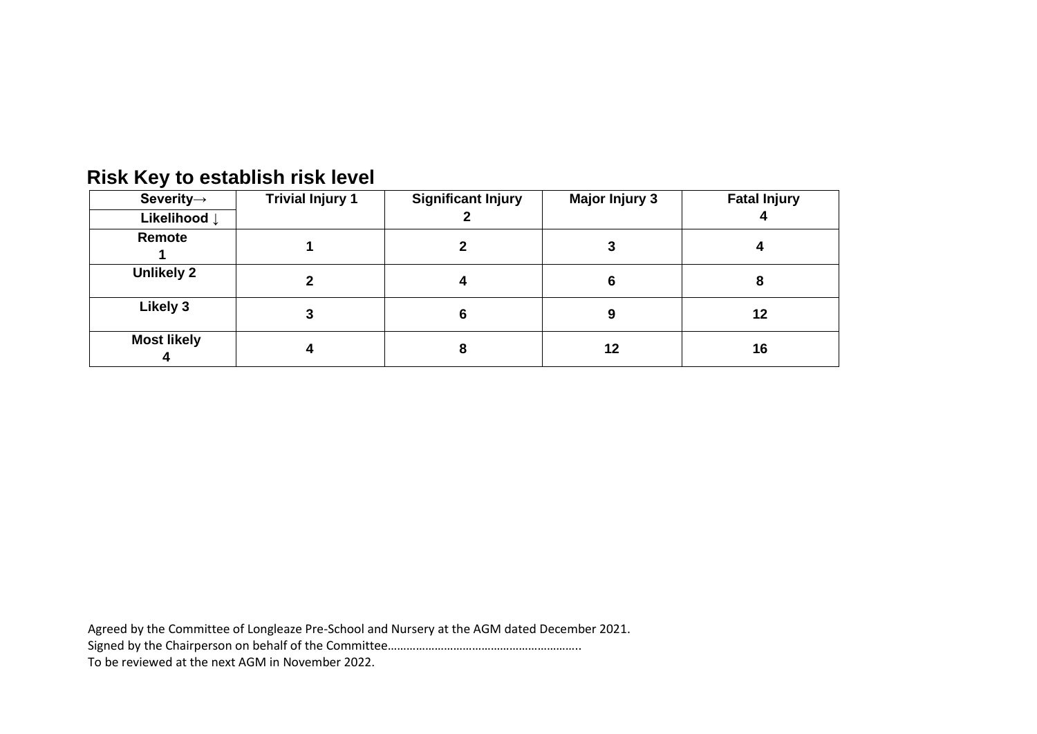## Risk Key to establish risk level

| Severity→<br>Likelihood ↓ | Trivial Injury 1 | Significant Injury 2 | Major Injury 3 | Fatal Injury 4 |
|---|---|---|---|---|
| Remote 1 | 1 | 2 | 3 | 4 |
| Unlikely 2 | 2 | 4 | 6 | 8 |
| Likely 3 | 3 | 6 | 9 | 12 |
| Most likely 4 | 4 | 8 | 12 | 16 |

Agreed by the Committee of Longleaze Pre-School and Nursery at the AGM dated December 2021.
Signed by the Chairperson on behalf of the Committee……………………………………………………..
To be reviewed at the next AGM in November 2022.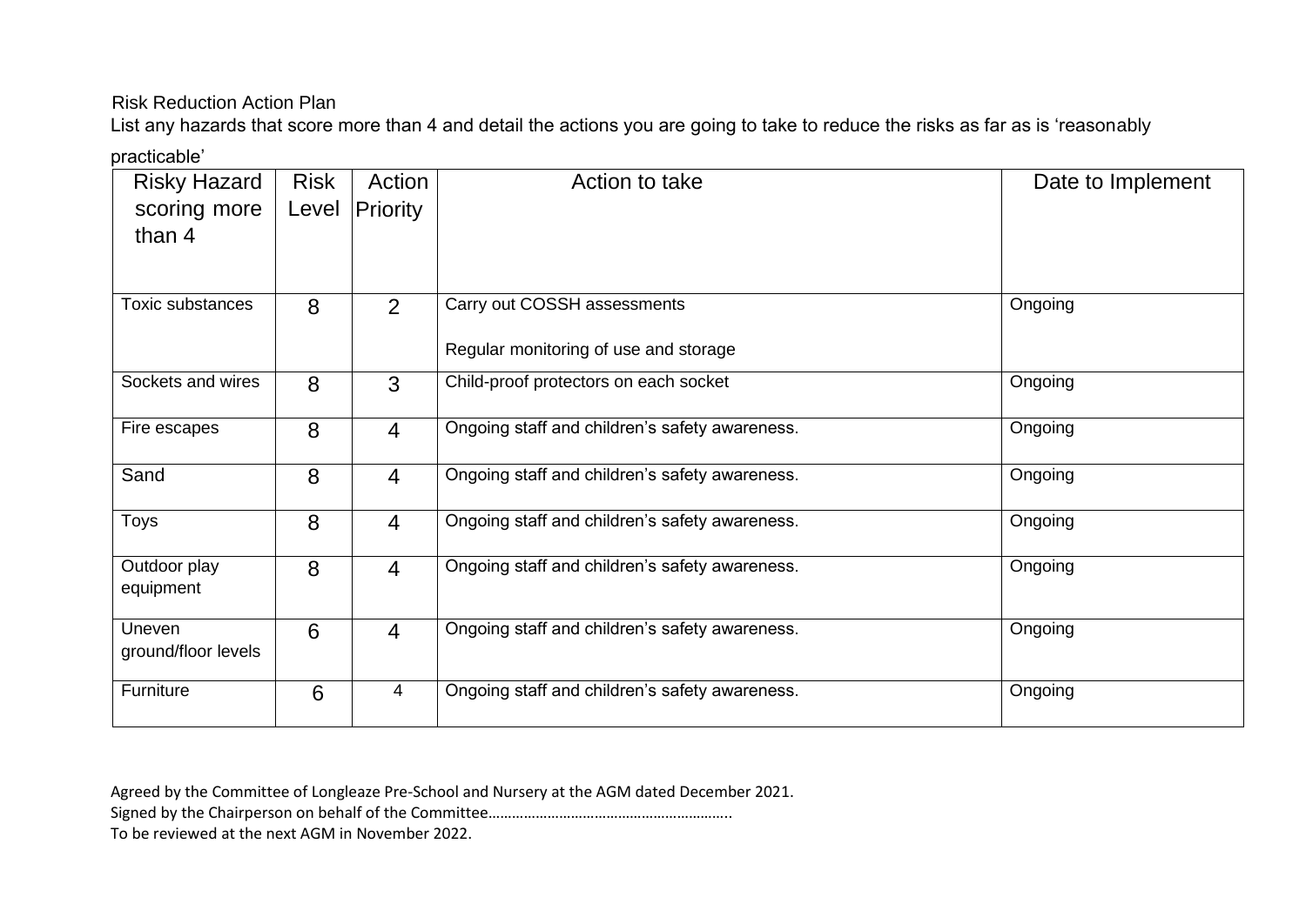Risk Reduction Action Plan

List any hazards that score more than 4 and detail the actions you are going to take to reduce the risks as far as is 'reasonably practicable'

| Risky Hazard scoring more than 4 | Risk Level | Action Priority | Action to take | Date to Implement |
|---|---|---|---|---|
| Toxic substances | 8 | 2 | Carry out COSSH assessments<br><br>Regular monitoring of use and storage | Ongoing |
| Sockets and wires | 8 | 3 | Child-proof protectors on each socket | Ongoing |
| Fire escapes | 8 | 4 | Ongoing staff and children's safety awareness. | Ongoing |
| Sand | 8 | 4 | Ongoing staff and children's safety awareness. | Ongoing |
| Toys | 8 | 4 | Ongoing staff and children's safety awareness. | Ongoing |
| Outdoor play equipment | 8 | 4 | Ongoing staff and children's safety awareness. | Ongoing |
| Uneven ground/floor levels | 6 | 4 | Ongoing staff and children's safety awareness. | Ongoing |
| Furniture | 6 | 4 | Ongoing staff and children's safety awareness. | Ongoing |

Agreed by the Committee of Longleaze Pre-School and Nursery at the AGM dated December 2021.

Signed by the Chairperson on behalf of the Committee…………………………………………………..

To be reviewed at the next AGM in November 2022.